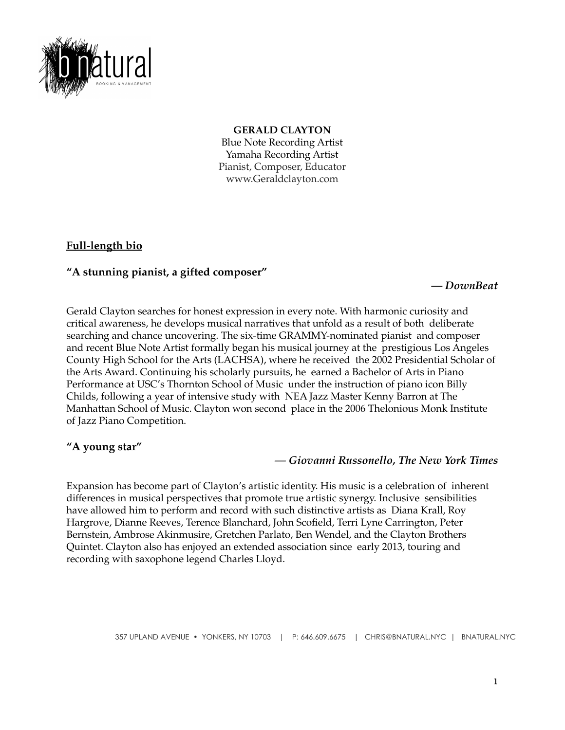**GERALD CLAYTON**
Blue Note Recording Artist
Yamaha Recording Artist
Pianist, Composer, Educator
www.Geraldclayton.com

## Full-length bio

### "A stunning pianist, a gifted composer"

***— DownBeat***

Gerald Clayton searches for honest expression in every note. With harmonic curiosity and critical awareness, he develops musical narratives that unfold as a result of both deliberate searching and chance uncovering. The six-time GRAMMY-nominated pianist and composer and recent Blue Note Artist formally began his musical journey at the prestigious Los Angeles County High School for the Arts (LACHSA), where he received the 2002 Presidential Scholar of the Arts Award. Continuing his scholarly pursuits, he earned a Bachelor of Arts in Piano Performance at USC's Thornton School of Music under the instruction of piano icon Billy Childs, following a year of intensive study with NEA Jazz Master Kenny Barron at The Manhattan School of Music. Clayton won second place in the 2006 Thelonious Monk Institute of Jazz Piano Competition.

### "A young star"

***— Giovanni Russonello, The New York Times***

Expansion has become part of Clayton's artistic identity. His music is a celebration of inherent differences in musical perspectives that promote true artistic synergy. Inclusive sensibilities have allowed him to perform and record with such distinctive artists as Diana Krall, Roy Hargrove, Dianne Reeves, Terence Blanchard, John Scofield, Terri Lyne Carrington, Peter Bernstein, Ambrose Akinmusire, Gretchen Parlato, Ben Wendel, and the Clayton Brothers Quintet. Clayton also has enjoyed an extended association since early 2013, touring and recording with saxophone legend Charles Lloyd.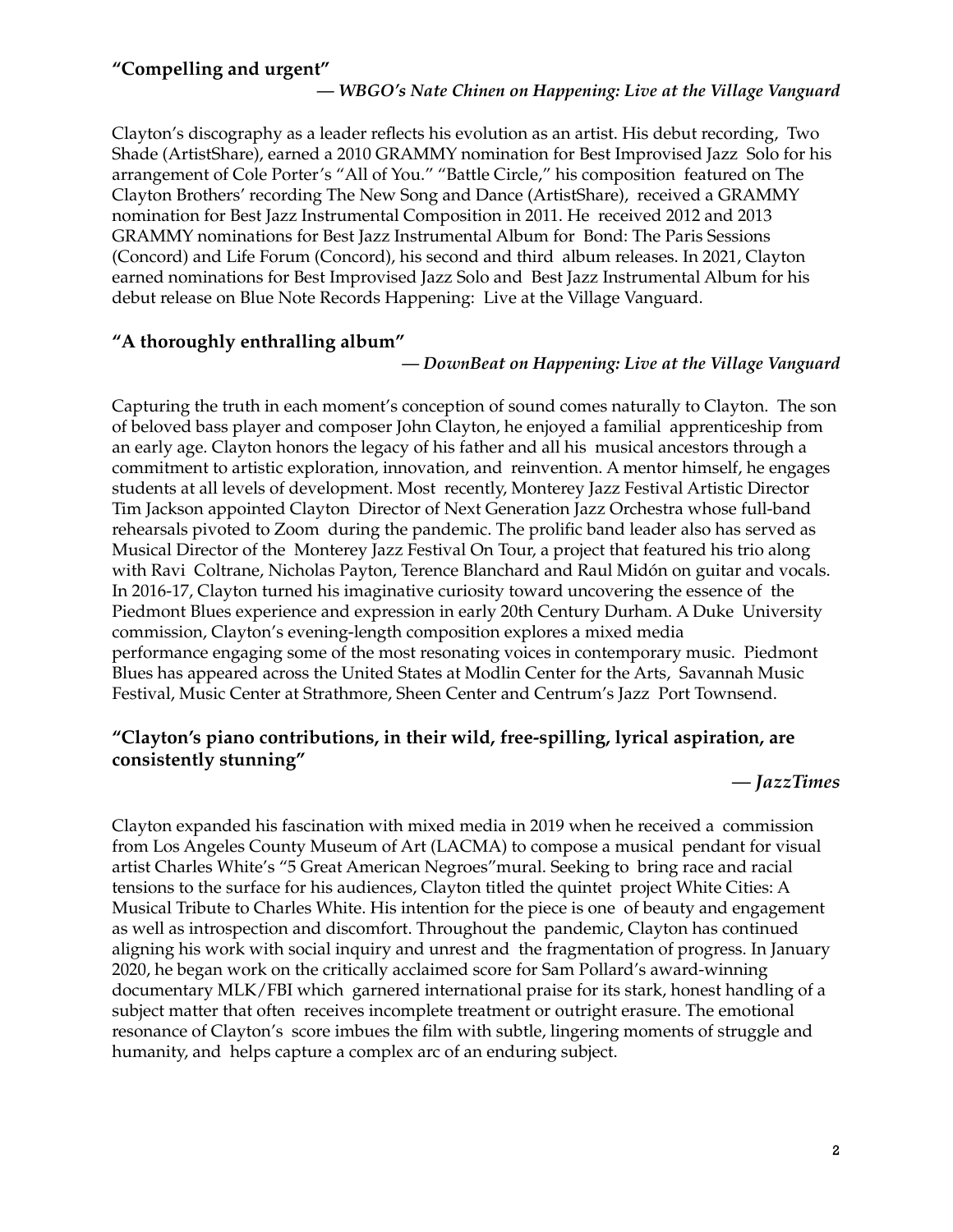### "Compelling and urgent"

***— WBGO's Nate Chinen on Happening: Live at the Village Vanguard***

Clayton's discography as a leader reflects his evolution as an artist. His debut recording, Two Shade (ArtistShare), earned a 2010 GRAMMY nomination for Best Improvised Jazz Solo for his arrangement of Cole Porter's "All of You." "Battle Circle," his composition featured on The Clayton Brothers' recording The New Song and Dance (ArtistShare), received a GRAMMY nomination for Best Jazz Instrumental Composition in 2011. He received 2012 and 2013 GRAMMY nominations for Best Jazz Instrumental Album for Bond: The Paris Sessions (Concord) and Life Forum (Concord), his second and third album releases. In 2021, Clayton earned nominations for Best Improvised Jazz Solo and Best Jazz Instrumental Album for his debut release on Blue Note Records Happening: Live at the Village Vanguard.

### "A thoroughly enthralling album"

***— DownBeat on Happening: Live at the Village Vanguard***

Capturing the truth in each moment's conception of sound comes naturally to Clayton. The son of beloved bass player and composer John Clayton, he enjoyed a familial apprenticeship from an early age. Clayton honors the legacy of his father and all his musical ancestors through a commitment to artistic exploration, innovation, and reinvention. A mentor himself, he engages students at all levels of development. Most recently, Monterey Jazz Festival Artistic Director Tim Jackson appointed Clayton Director of Next Generation Jazz Orchestra whose full-band rehearsals pivoted to Zoom during the pandemic. The prolific band leader also has served as Musical Director of the Monterey Jazz Festival On Tour, a project that featured his trio along with Ravi Coltrane, Nicholas Payton, Terence Blanchard and Raul Midón on guitar and vocals. In 2016-17, Clayton turned his imaginative curiosity toward uncovering the essence of the Piedmont Blues experience and expression in early 20th Century Durham. A Duke University commission, Clayton's evening-length composition explores a mixed media performance engaging some of the most resonating voices in contemporary music. Piedmont Blues has appeared across the United States at Modlin Center for the Arts, Savannah Music Festival, Music Center at Strathmore, Sheen Center and Centrum's Jazz Port Townsend.

### "Clayton's piano contributions, in their wild, free-spilling, lyrical aspiration, are consistently stunning"

***— JazzTimes***

Clayton expanded his fascination with mixed media in 2019 when he received a commission from Los Angeles County Museum of Art (LACMA) to compose a musical pendant for visual artist Charles White's "5 Great American Negroes"mural. Seeking to bring race and racial tensions to the surface for his audiences, Clayton titled the quintet project White Cities: A Musical Tribute to Charles White. His intention for the piece is one of beauty and engagement as well as introspection and discomfort. Throughout the pandemic, Clayton has continued aligning his work with social inquiry and unrest and the fragmentation of progress. In January 2020, he began work on the critically acclaimed score for Sam Pollard's award-winning documentary MLK/FBI which garnered international praise for its stark, honest handling of a subject matter that often receives incomplete treatment or outright erasure. The emotional resonance of Clayton's score imbues the film with subtle, lingering moments of struggle and humanity, and helps capture a complex arc of an enduring subject.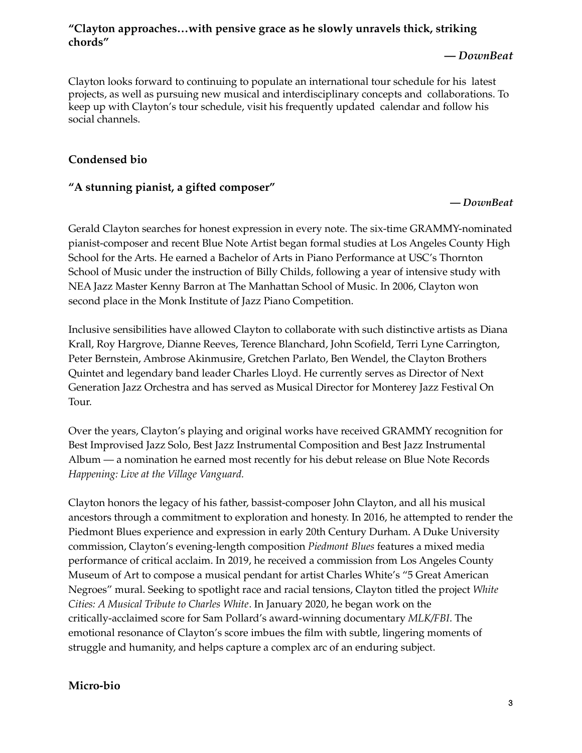**"Clayton approaches…with pensive grace as he slowly unravels thick, striking chords"**

***— DownBeat***

Clayton looks forward to continuing to populate an international tour schedule for his latest projects, as well as pursuing new musical and interdisciplinary concepts and collaborations. To keep up with Clayton's tour schedule, visit his frequently updated calendar and follow his social channels.

## Condensed bio

**"A stunning pianist, a gifted composer"**

***— DownBeat***

Gerald Clayton searches for honest expression in every note. The six-time GRAMMY-nominated pianist-composer and recent Blue Note Artist began formal studies at Los Angeles County High School for the Arts. He earned a Bachelor of Arts in Piano Performance at USC's Thornton School of Music under the instruction of Billy Childs, following a year of intensive study with NEA Jazz Master Kenny Barron at The Manhattan School of Music. In 2006, Clayton won second place in the Monk Institute of Jazz Piano Competition.

Inclusive sensibilities have allowed Clayton to collaborate with such distinctive artists as Diana Krall, Roy Hargrove, Dianne Reeves, Terence Blanchard, John Scofield, Terri Lyne Carrington, Peter Bernstein, Ambrose Akinmusire, Gretchen Parlato, Ben Wendel, the Clayton Brothers Quintet and legendary band leader Charles Lloyd. He currently serves as Director of Next Generation Jazz Orchestra and has served as Musical Director for Monterey Jazz Festival On Tour.

Over the years, Clayton's playing and original works have received GRAMMY recognition for Best Improvised Jazz Solo, Best Jazz Instrumental Composition and Best Jazz Instrumental Album — a nomination he earned most recently for his debut release on Blue Note Records *Happening: Live at the Village Vanguard.*

Clayton honors the legacy of his father, bassist-composer John Clayton, and all his musical ancestors through a commitment to exploration and honesty. In 2016, he attempted to render the Piedmont Blues experience and expression in early 20th Century Durham. A Duke University commission, Clayton's evening-length composition *Piedmont Blues* features a mixed media performance of critical acclaim. In 2019, he received a commission from Los Angeles County Museum of Art to compose a musical pendant for artist Charles White's "5 Great American Negroes" mural. Seeking to spotlight race and racial tensions, Clayton titled the project *White Cities: A Musical Tribute to Charles White*. In January 2020, he began work on the critically-acclaimed score for Sam Pollard's award-winning documentary *MLK/FBI*. The emotional resonance of Clayton's score imbues the film with subtle, lingering moments of struggle and humanity, and helps capture a complex arc of an enduring subject.

## Micro-bio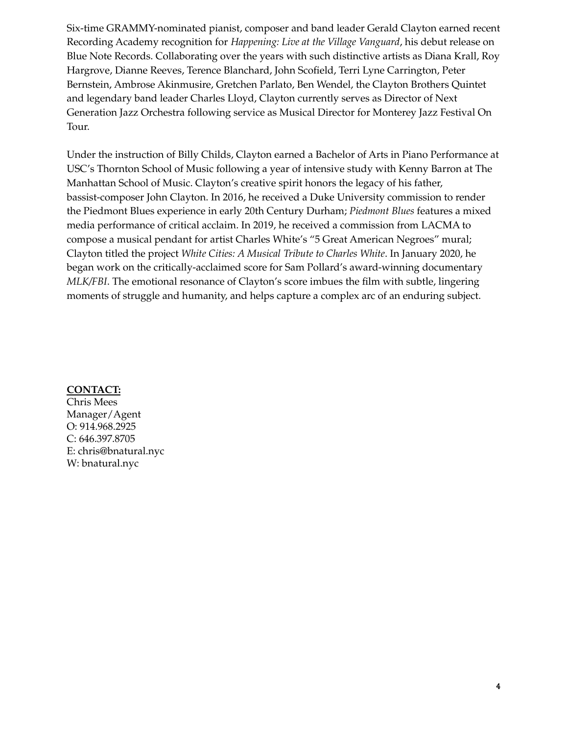Six-time GRAMMY-nominated pianist, composer and band leader Gerald Clayton earned recent Recording Academy recognition for *Happening: Live at the Village Vanguard*, his debut release on Blue Note Records. Collaborating over the years with such distinctive artists as Diana Krall, Roy Hargrove, Dianne Reeves, Terence Blanchard, John Scofield, Terri Lyne Carrington, Peter Bernstein, Ambrose Akinmusire, Gretchen Parlato, Ben Wendel, the Clayton Brothers Quintet and legendary band leader Charles Lloyd, Clayton currently serves as Director of Next Generation Jazz Orchestra following service as Musical Director for Monterey Jazz Festival On Tour.

Under the instruction of Billy Childs, Clayton earned a Bachelor of Arts in Piano Performance at USC's Thornton School of Music following a year of intensive study with Kenny Barron at The Manhattan School of Music. Clayton's creative spirit honors the legacy of his father, bassist-composer John Clayton. In 2016, he received a Duke University commission to render the Piedmont Blues experience in early 20th Century Durham; *Piedmont Blues* features a mixed media performance of critical acclaim. In 2019, he received a commission from LACMA to compose a musical pendant for artist Charles White's "5 Great American Negroes" mural; Clayton titled the project *White Cities: A Musical Tribute to Charles White*. In January 2020, he began work on the critically-acclaimed score for Sam Pollard's award-winning documentary *MLK/FBI*. The emotional resonance of Clayton's score imbues the film with subtle, lingering moments of struggle and humanity, and helps capture a complex arc of an enduring subject.

**CONTACT:**
Chris Mees
Manager/Agent
O: 914.968.2925
C: 646.397.8705
E: chris@bnatural.nyc
W: bnatural.nyc